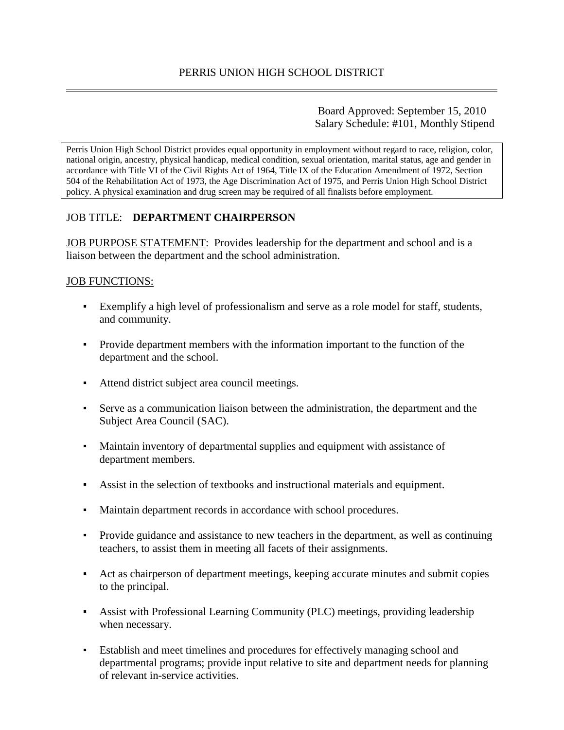# PERRIS UNION HIGH SCHOOL DISTRICT

Board Approved: September 15, 2010
Salary Schedule: #101, Monthly Stipend

Perris Union High School District provides equal opportunity in employment without regard to race, religion, color, national origin, ancestry, physical handicap, medical condition, sexual orientation, marital status, age and gender in accordance with Title VI of the Civil Rights Act of 1964, Title IX of the Education Amendment of 1972, Section 504 of the Rehabilitation Act of 1973, the Age Discrimination Act of 1975, and Perris Union High School District policy. A physical examination and drug screen may be required of all finalists before employment.

JOB TITLE: **DEPARTMENT CHAIRPERSON**

JOB PURPOSE STATEMENT: Provides leadership for the department and school and is a liaison between the department and the school administration.

JOB FUNCTIONS:

- Exemplify a high level of professionalism and serve as a role model for staff, students, and community.
- Provide department members with the information important to the function of the department and the school.
- Attend district subject area council meetings.
- Serve as a communication liaison between the administration, the department and the Subject Area Council (SAC).
- Maintain inventory of departmental supplies and equipment with assistance of department members.
- Assist in the selection of textbooks and instructional materials and equipment.
- Maintain department records in accordance with school procedures.
- Provide guidance and assistance to new teachers in the department, as well as continuing teachers, to assist them in meeting all facets of their assignments.
- Act as chairperson of department meetings, keeping accurate minutes and submit copies to the principal.
- Assist with Professional Learning Community (PLC) meetings, providing leadership when necessary.
- Establish and meet timelines and procedures for effectively managing school and departmental programs; provide input relative to site and department needs for planning of relevant in-service activities.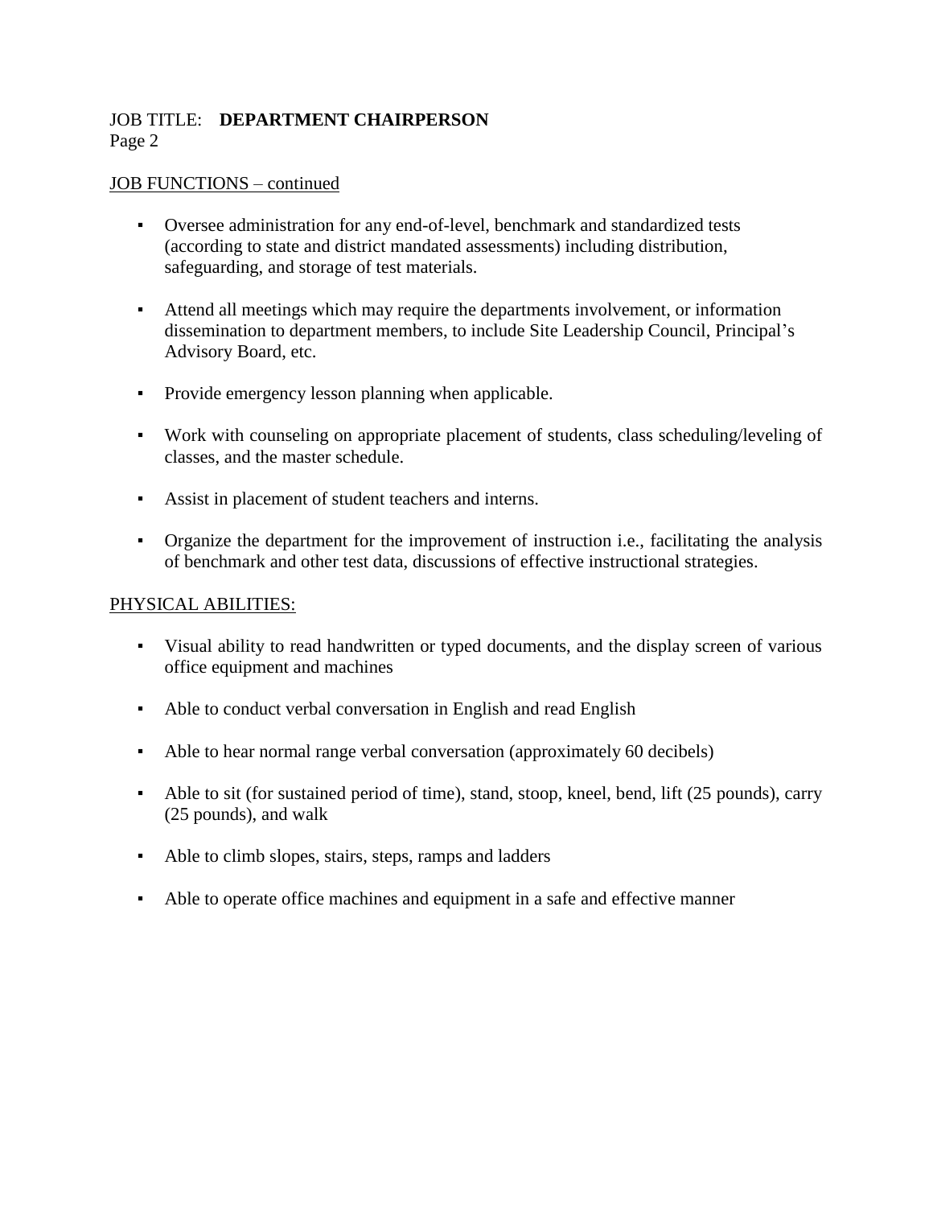JOB TITLE: **DEPARTMENT CHAIRPERSON**

JOB FUNCTIONS – continued

- Oversee administration for any end-of-level, benchmark and standardized tests (according to state and district mandated assessments) including distribution, safeguarding, and storage of test materials.
- Attend all meetings which may require the departments involvement, or information dissemination to department members, to include Site Leadership Council, Principal's Advisory Board, etc.
- Provide emergency lesson planning when applicable.
- Work with counseling on appropriate placement of students, class scheduling/leveling of classes, and the master schedule.
- Assist in placement of student teachers and interns.
- Organize the department for the improvement of instruction i.e., facilitating the analysis of benchmark and other test data, discussions of effective instructional strategies.

PHYSICAL ABILITIES:

- Visual ability to read handwritten or typed documents, and the display screen of various office equipment and machines
- Able to conduct verbal conversation in English and read English
- Able to hear normal range verbal conversation (approximately 60 decibels)
- Able to sit (for sustained period of time), stand, stoop, kneel, bend, lift (25 pounds), carry (25 pounds), and walk
- Able to climb slopes, stairs, steps, ramps and ladders
- Able to operate office machines and equipment in a safe and effective manner